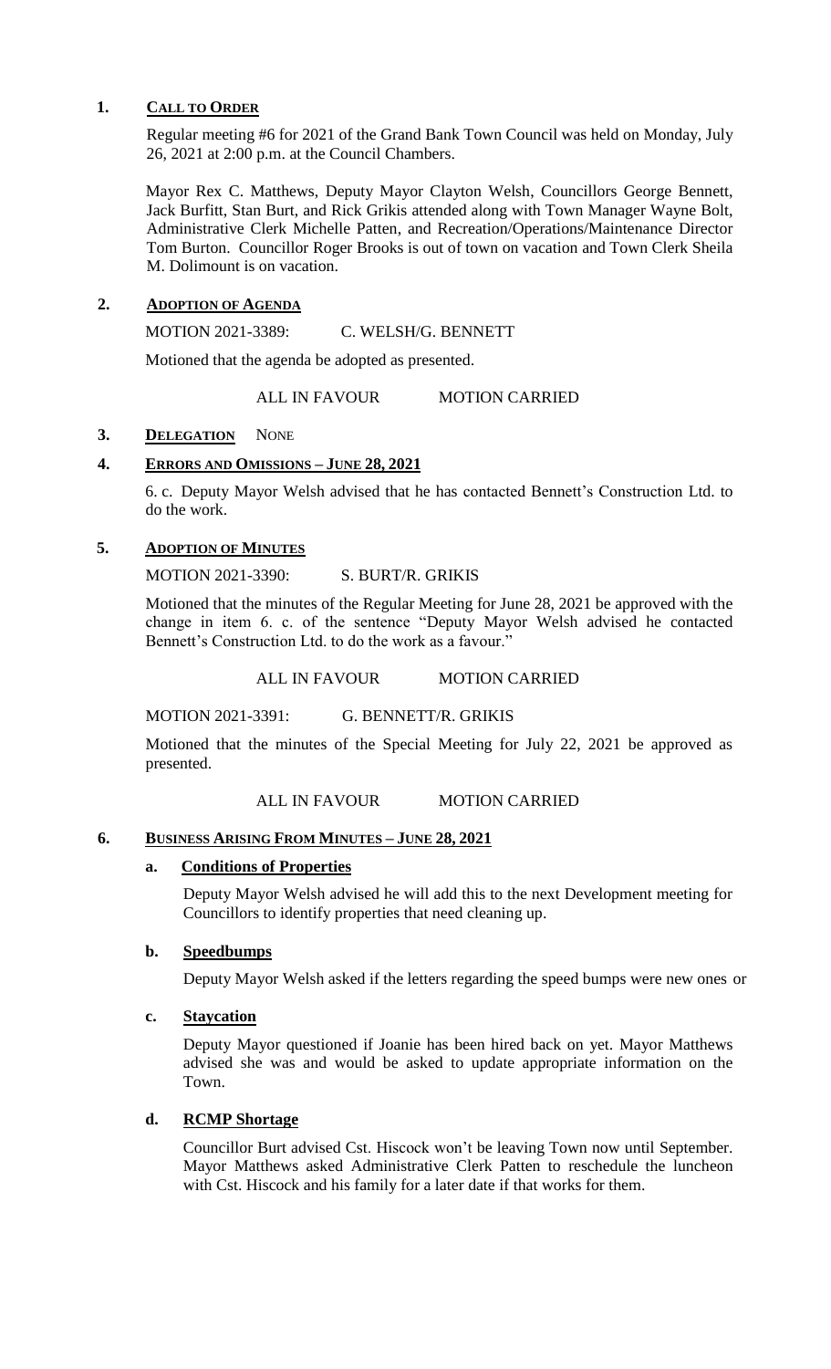## 1. CALL TO ORDER

Regular meeting #6 for 2021 of the Grand Bank Town Council was held on Monday, July 26, 2021 at 2:00 p.m. at the Council Chambers.

Mayor Rex C. Matthews, Deputy Mayor Clayton Welsh, Councillors George Bennett, Jack Burfitt, Stan Burt, and Rick Grikis attended along with Town Manager Wayne Bolt, Administrative Clerk Michelle Patten, and Recreation/Operations/Maintenance Director Tom Burton. Councillor Roger Brooks is out of town on vacation and Town Clerk Sheila M. Dolimount is on vacation.

## 2. ADOPTION OF AGENDA

MOTION 2021-3389: C. WELSH/G. BENNETT

Motioned that the agenda be adopted as presented.

ALL IN FAVOUR MOTION CARRIED

## 3. DELEGATION NONE

## 4. ERRORS AND OMISSIONS – JUNE 28, 2021

6. c. Deputy Mayor Welsh advised that he has contacted Bennett's Construction Ltd. to do the work.

## 5. ADOPTION OF MINUTES

MOTION 2021-3390: S. BURT/R. GRIKIS

Motioned that the minutes of the Regular Meeting for June 28, 2021 be approved with the change in item 6. c. of the sentence "Deputy Mayor Welsh advised he contacted Bennett's Construction Ltd. to do the work as a favour."

ALL IN FAVOUR MOTION CARRIED

MOTION 2021-3391: G. BENNETT/R. GRIKIS

Motioned that the minutes of the Special Meeting for July 22, 2021 be approved as presented.

ALL IN FAVOUR MOTION CARRIED

## 6. BUSINESS ARISING FROM MINUTES – JUNE 28, 2021

### a. Conditions of Properties

Deputy Mayor Welsh advised he will add this to the next Development meeting for Councillors to identify properties that need cleaning up.

### b. Speedbumps

Deputy Mayor Welsh asked if the letters regarding the speed bumps were new ones or

### c. Staycation

Deputy Mayor questioned if Joanie has been hired back on yet. Mayor Matthews advised she was and would be asked to update appropriate information on the Town.

### d. RCMP Shortage

Councillor Burt advised Cst. Hiscock won't be leaving Town now until September. Mayor Matthews asked Administrative Clerk Patten to reschedule the luncheon with Cst. Hiscock and his family for a later date if that works for them.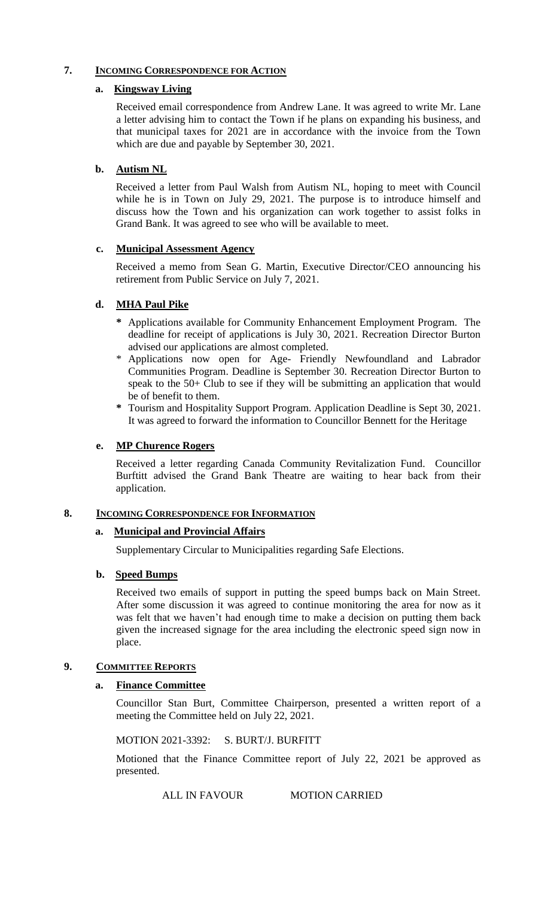## 7. INCOMING CORRESPONDENCE FOR ACTION

### a. Kingsway Living

Received email correspondence from Andrew Lane. It was agreed to write Mr. Lane a letter advising him to contact the Town if he plans on expanding his business, and that municipal taxes for 2021 are in accordance with the invoice from the Town which are due and payable by September 30, 2021.

### b. Autism NL

Received a letter from Paul Walsh from Autism NL, hoping to meet with Council while he is in Town on July 29, 2021. The purpose is to introduce himself and discuss how the Town and his organization can work together to assist folks in Grand Bank. It was agreed to see who will be available to meet.

### c. Municipal Assessment Agency

Received a memo from Sean G. Martin, Executive Director/CEO announcing his retirement from Public Service on July 7, 2021.

### d. MHA Paul Pike

- Applications available for Community Enhancement Employment Program. The deadline for receipt of applications is July 30, 2021. Recreation Director Burton advised our applications are almost completed.
- Applications now open for Age- Friendly Newfoundland and Labrador Communities Program. Deadline is September 30. Recreation Director Burton to speak to the 50+ Club to see if they will be submitting an application that would be of benefit to them.
- Tourism and Hospitality Support Program. Application Deadline is Sept 30, 2021. It was agreed to forward the information to Councillor Bennett for the Heritage

### e. MP Churence Rogers

Received a letter regarding Canada Community Revitalization Fund. Councillor Burftitt advised the Grand Bank Theatre are waiting to hear back from their application.

## 8. INCOMING CORRESPONDENCE FOR INFORMATION

### a. Municipal and Provincial Affairs

Supplementary Circular to Municipalities regarding Safe Elections.

### b. Speed Bumps

Received two emails of support in putting the speed bumps back on Main Street. After some discussion it was agreed to continue monitoring the area for now as it was felt that we haven't had enough time to make a decision on putting them back given the increased signage for the area including the electronic speed sign now in place.

## 9. COMMITTEE REPORTS

### a. Finance Committee

Councillor Stan Burt, Committee Chairperson, presented a written report of a meeting the Committee held on July 22, 2021.

MOTION 2021-3392: S. BURT/J. BURFITT

Motioned that the Finance Committee report of July 22, 2021 be approved as presented.

ALL IN FAVOUR MOTION CARRIED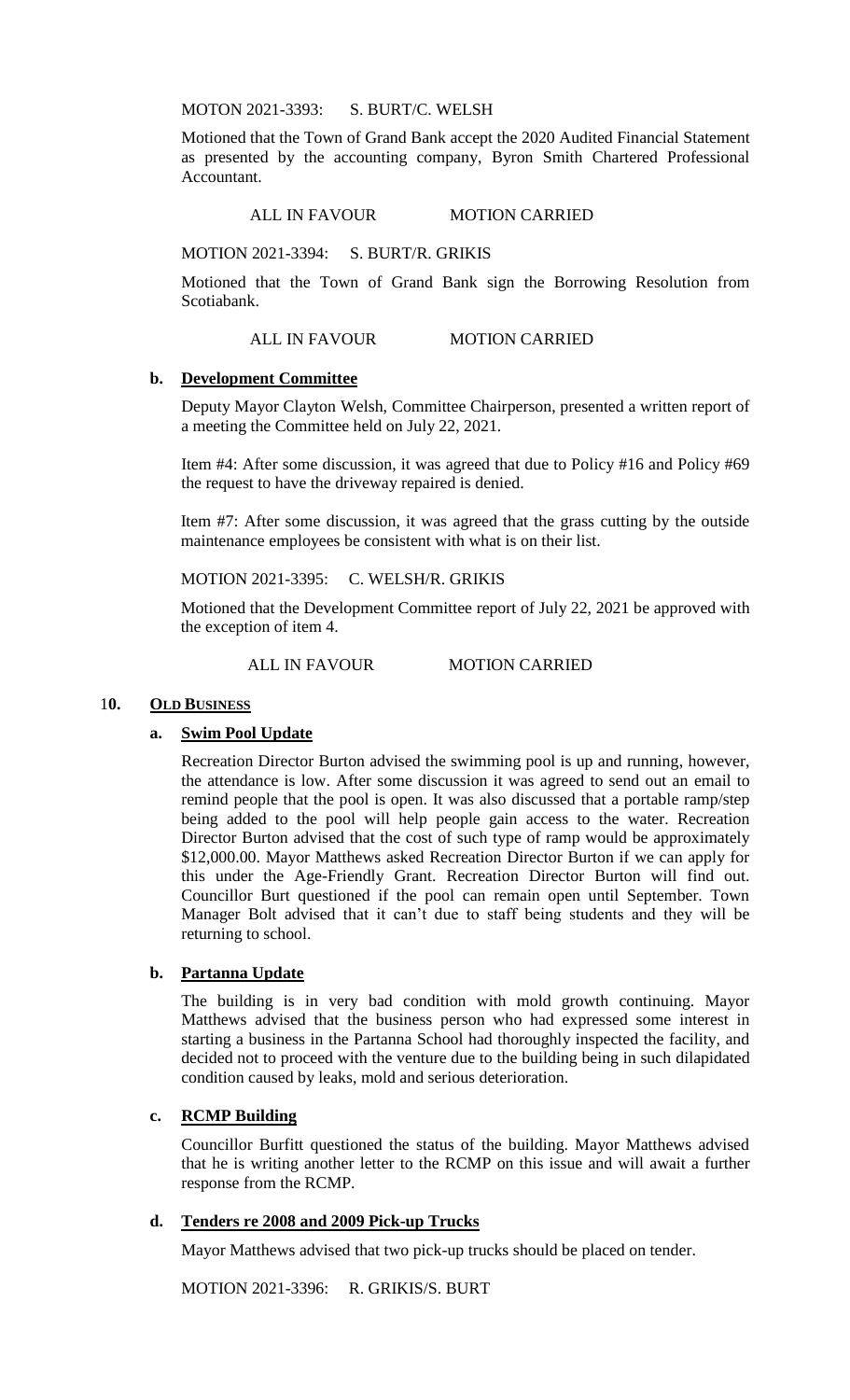MOTON 2021-3393: S. BURT/C. WELSH

Motioned that the Town of Grand Bank accept the 2020 Audited Financial Statement as presented by the accounting company, Byron Smith Chartered Professional Accountant.

ALL IN FAVOUR MOTION CARRIED

MOTION 2021-3394: S. BURT/R. GRIKIS

Motioned that the Town of Grand Bank sign the Borrowing Resolution from Scotiabank.

ALL IN FAVOUR MOTION CARRIED

**b. Development Committee**

Deputy Mayor Clayton Welsh, Committee Chairperson, presented a written report of a meeting the Committee held on July 22, 2021.

Item #4: After some discussion, it was agreed that due to Policy #16 and Policy #69 the request to have the driveway repaired is denied.

Item #7: After some discussion, it was agreed that the grass cutting by the outside maintenance employees be consistent with what is on their list.

MOTION 2021-3395: C. WELSH/R. GRIKIS

Motioned that the Development Committee report of July 22, 2021 be approved with the exception of item 4.

ALL IN FAVOUR MOTION CARRIED

## 10. OLD BUSINESS

**a. Swim Pool Update**

Recreation Director Burton advised the swimming pool is up and running, however, the attendance is low. After some discussion it was agreed to send out an email to remind people that the pool is open. It was also discussed that a portable ramp/step being added to the pool will help people gain access to the water. Recreation Director Burton advised that the cost of such type of ramp would be approximately $12,000.00. Mayor Matthews asked Recreation Director Burton if we can apply for this under the Age-Friendly Grant. Recreation Director Burton will find out. Councillor Burt questioned if the pool can remain open until September. Town Manager Bolt advised that it can't due to staff being students and they will be returning to school.

**b. Partanna Update**

The building is in very bad condition with mold growth continuing. Mayor Matthews advised that the business person who had expressed some interest in starting a business in the Partanna School had thoroughly inspected the facility, and decided not to proceed with the venture due to the building being in such dilapidated condition caused by leaks, mold and serious deterioration.

**c. RCMP Building**

Councillor Burfitt questioned the status of the building. Mayor Matthews advised that he is writing another letter to the RCMP on this issue and will await a further response from the RCMP.

**d. Tenders re 2008 and 2009 Pick-up Trucks**

Mayor Matthews advised that two pick-up trucks should be placed on tender.

MOTION 2021-3396: R. GRIKIS/S. BURT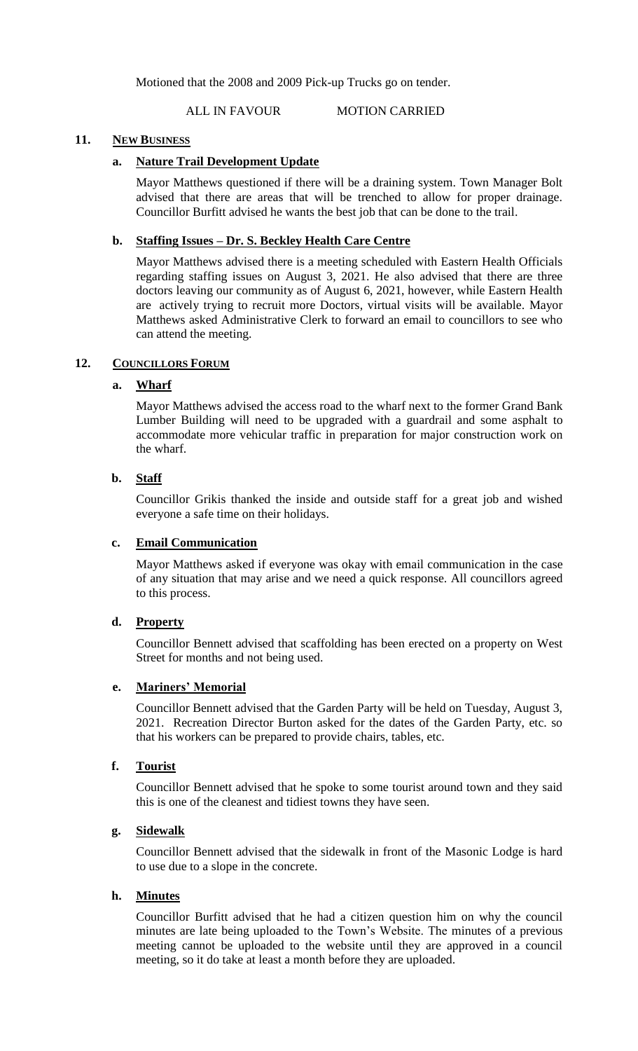Motioned that the 2008 and 2009 Pick-up Trucks go on tender.

ALL IN FAVOUR MOTION CARRIED

## 11. NEW BUSINESS

### a. Nature Trail Development Update

Mayor Matthews questioned if there will be a draining system. Town Manager Bolt advised that there are areas that will be trenched to allow for proper drainage. Councillor Burfitt advised he wants the best job that can be done to the trail.

### b. Staffing Issues – Dr. S. Beckley Health Care Centre

Mayor Matthews advised there is a meeting scheduled with Eastern Health Officials regarding staffing issues on August 3, 2021. He also advised that there are three doctors leaving our community as of August 6, 2021, however, while Eastern Health are actively trying to recruit more Doctors, virtual visits will be available. Mayor Matthews asked Administrative Clerk to forward an email to councillors to see who can attend the meeting.

## 12. COUNCILLORS FORUM

### a. Wharf

Mayor Matthews advised the access road to the wharf next to the former Grand Bank Lumber Building will need to be upgraded with a guardrail and some asphalt to accommodate more vehicular traffic in preparation for major construction work on the wharf.

### b. Staff

Councillor Grikis thanked the inside and outside staff for a great job and wished everyone a safe time on their holidays.

### c. Email Communication

Mayor Matthews asked if everyone was okay with email communication in the case of any situation that may arise and we need a quick response. All councillors agreed to this process.

### d. Property

Councillor Bennett advised that scaffolding has been erected on a property on West Street for months and not being used.

### e. Mariners' Memorial

Councillor Bennett advised that the Garden Party will be held on Tuesday, August 3, 2021. Recreation Director Burton asked for the dates of the Garden Party, etc. so that his workers can be prepared to provide chairs, tables, etc.

### f. Tourist

Councillor Bennett advised that he spoke to some tourist around town and they said this is one of the cleanest and tidiest towns they have seen.

### g. Sidewalk

Councillor Bennett advised that the sidewalk in front of the Masonic Lodge is hard to use due to a slope in the concrete.

### h. Minutes

Councillor Burfitt advised that he had a citizen question him on why the council minutes are late being uploaded to the Town's Website. The minutes of a previous meeting cannot be uploaded to the website until they are approved in a council meeting, so it do take at least a month before they are uploaded.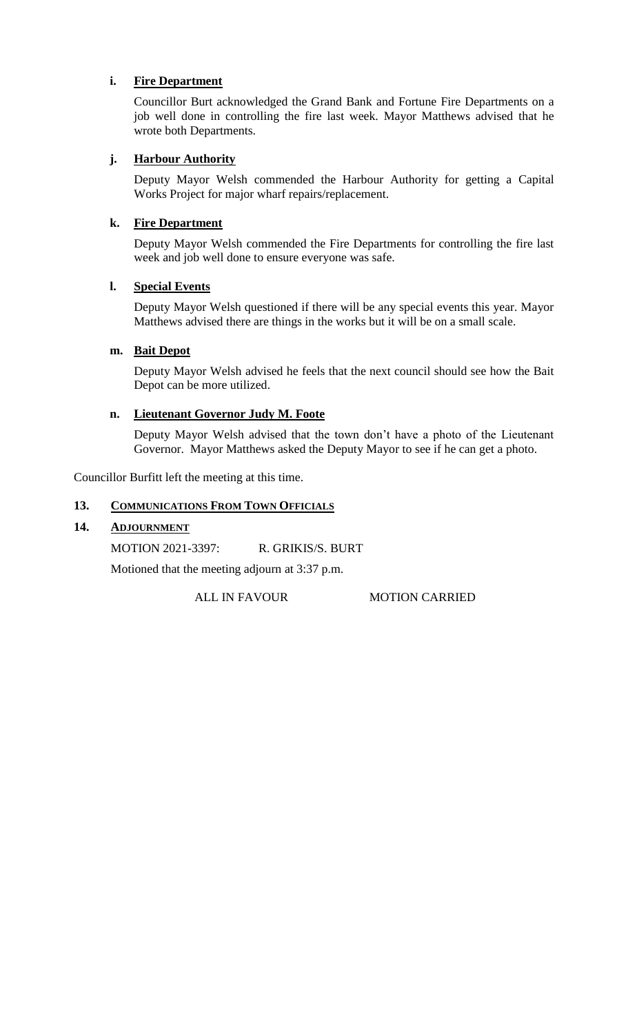**i. Fire Department**

Councillor Burt acknowledged the Grand Bank and Fortune Fire Departments on a job well done in controlling the fire last week. Mayor Matthews advised that he wrote both Departments.

**j. Harbour Authority**

Deputy Mayor Welsh commended the Harbour Authority for getting a Capital Works Project for major wharf repairs/replacement.

**k. Fire Department**

Deputy Mayor Welsh commended the Fire Departments for controlling the fire last week and job well done to ensure everyone was safe.

**l. Special Events**

Deputy Mayor Welsh questioned if there will be any special events this year. Mayor Matthews advised there are things in the works but it will be on a small scale.

**m. Bait Depot**

Deputy Mayor Welsh advised he feels that the next council should see how the Bait Depot can be more utilized.

**n. Lieutenant Governor Judy M. Foote**

Deputy Mayor Welsh advised that the town don't have a photo of the Lieutenant Governor. Mayor Matthews asked the Deputy Mayor to see if he can get a photo.

Councillor Burfitt left the meeting at this time.

## 13. COMMUNICATIONS FROM TOWN OFFICIALS

## 14. ADJOURNMENT

MOTION 2021-3397: R. GRIKIS/S. BURT

Motioned that the meeting adjourn at 3:37 p.m.

ALL IN FAVOUR MOTION CARRIED